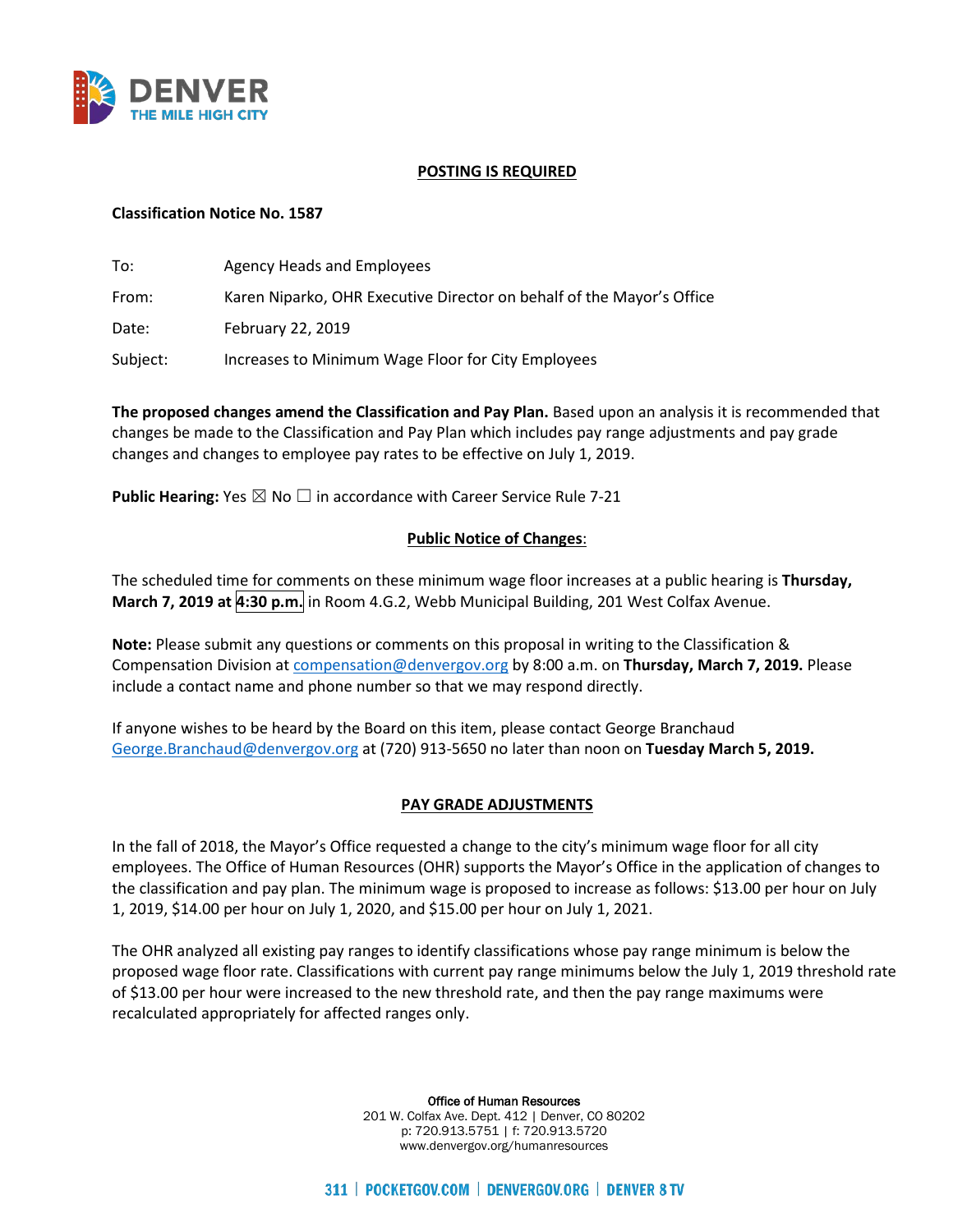**POSTING IS REQUIRED**

**Classification Notice No. 1587**

To: Agency Heads and Employees

From: Karen Niparko, OHR Executive Director on behalf of the Mayor's Office

Date: February 22, 2019

Subject: Increases to Minimum Wage Floor for City Employees

**The proposed changes amend the Classification and Pay Plan.** Based upon an analysis it is recommended that changes be made to the Classification and Pay Plan which includes pay range adjustments and pay grade changes and changes to employee pay rates to be effective on July 1, 2019.

**Public Hearing:** Yes ☒ No ☐ in accordance with Career Service Rule 7-21

**Public Notice of Changes**:

The scheduled time for comments on these minimum wage floor increases at a public hearing is **Thursday, March 7, 2019 at 4:30 p.m.** in Room 4.G.2, Webb Municipal Building, 201 West Colfax Avenue.

**Note:** Please submit any questions or comments on this proposal in writing to the Classification & Compensation Division at compensation@denvergov.org by 8:00 a.m. on **Thursday, March 7, 2019.** Please include a contact name and phone number so that we may respond directly.

If anyone wishes to be heard by the Board on this item, please contact George Branchaud George.Branchaud@denvergov.org at (720) 913-5650 no later than noon on **Tuesday March 5, 2019.**

**PAY GRADE ADJUSTMENTS**

In the fall of 2018, the Mayor's Office requested a change to the city's minimum wage floor for all city employees. The Office of Human Resources (OHR) supports the Mayor's Office in the application of changes to the classification and pay plan. The minimum wage is proposed to increase as follows: $13.00 per hour on July 1, 2019, $14.00 per hour on July 1, 2020, and $15.00 per hour on July 1, 2021.

The OHR analyzed all existing pay ranges to identify classifications whose pay range minimum is below the proposed wage floor rate. Classifications with current pay range minimums below the July 1, 2019 threshold rate of $13.00 per hour were increased to the new threshold rate, and then the pay range maximums were recalculated appropriately for affected ranges only.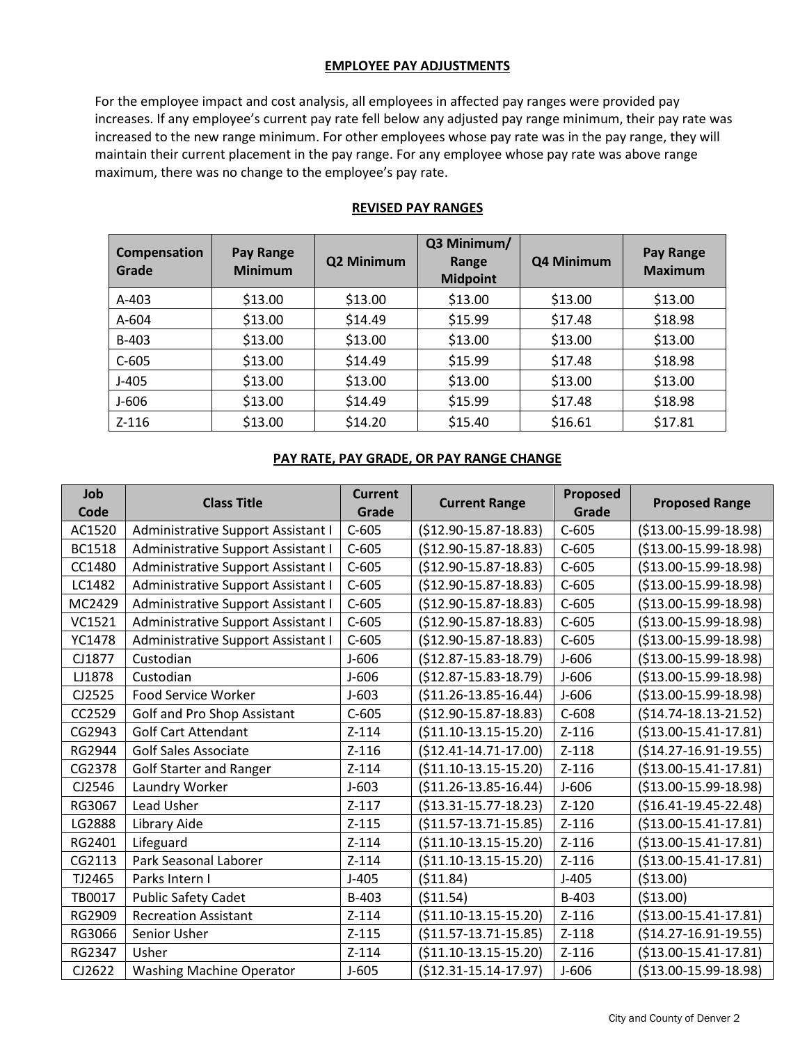## EMPLOYEE PAY ADJUSTMENTS

For the employee impact and cost analysis, all employees in affected pay ranges were provided pay increases. If any employee's current pay rate fell below any adjusted pay range minimum, their pay rate was increased to the new range minimum. For other employees whose pay rate was in the pay range, they will maintain their current placement in the pay range. For any employee whose pay rate was above range maximum, there was no change to the employee's pay rate.

## REVISED PAY RANGES

| Compensation Grade | Pay Range Minimum | Q2 Minimum | Q3 Minimum/ Range Midpoint | Q4 Minimum | Pay Range Maximum |
|---|---|---|---|---|---|
| A-403 | $13.00 | $13.00 | $13.00 | $13.00 | $13.00 |
| A-604 | $13.00 | $14.49 | $15.99 | $17.48 | $18.98 |
| B-403 | $13.00 | $13.00 | $13.00 | $13.00 | $13.00 |
| C-605 | $13.00 | $14.49 | $15.99 | $17.48 | $18.98 |
| J-405 | $13.00 | $13.00 | $13.00 | $13.00 | $13.00 |
| J-606 | $13.00 | $14.49 | $15.99 | $17.48 | $18.98 |
| Z-116 | $13.00 | $14.20 | $15.40 | $16.61 | $17.81 |

## PAY RATE, PAY GRADE, OR PAY RANGE CHANGE

| Job Code | Class Title | Current Grade | Current Range | Proposed Grade | Proposed Range |
|---|---|---|---|---|---|
| AC1520 | Administrative Support Assistant I | C-605 | ($12.90-15.87-18.83) | C-605 | ($13.00-15.99-18.98) |
| BC1518 | Administrative Support Assistant I | C-605 | ($12.90-15.87-18.83) | C-605 | ($13.00-15.99-18.98) |
| CC1480 | Administrative Support Assistant I | C-605 | ($12.90-15.87-18.83) | C-605 | ($13.00-15.99-18.98) |
| LC1482 | Administrative Support Assistant I | C-605 | ($12.90-15.87-18.83) | C-605 | ($13.00-15.99-18.98) |
| MC2429 | Administrative Support Assistant I | C-605 | ($12.90-15.87-18.83) | C-605 | ($13.00-15.99-18.98) |
| VC1521 | Administrative Support Assistant I | C-605 | ($12.90-15.87-18.83) | C-605 | ($13.00-15.99-18.98) |
| YC1478 | Administrative Support Assistant I | C-605 | ($12.90-15.87-18.83) | C-605 | ($13.00-15.99-18.98) |
| CJ1877 | Custodian | J-606 | ($12.87-15.83-18.79) | J-606 | ($13.00-15.99-18.98) |
| LJ1878 | Custodian | J-606 | ($12.87-15.83-18.79) | J-606 | ($13.00-15.99-18.98) |
| CJ2525 | Food Service Worker | J-603 | ($11.26-13.85-16.44) | J-606 | ($13.00-15.99-18.98) |
| CC2529 | Golf and Pro Shop Assistant | C-605 | ($12.90-15.87-18.83) | C-608 | ($14.74-18.13-21.52) |
| CG2943 | Golf Cart Attendant | Z-114 | ($11.10-13.15-15.20) | Z-116 | ($13.00-15.41-17.81) |
| RG2944 | Golf Sales Associate | Z-116 | ($12.41-14.71-17.00) | Z-118 | ($14.27-16.91-19.55) |
| CG2378 | Golf Starter and Ranger | Z-114 | ($11.10-13.15-15.20) | Z-116 | ($13.00-15.41-17.81) |
| CJ2546 | Laundry Worker | J-603 | ($11.26-13.85-16.44) | J-606 | ($13.00-15.99-18.98) |
| RG3067 | Lead Usher | Z-117 | ($13.31-15.77-18.23) | Z-120 | ($16.41-19.45-22.48) |
| LG2888 | Library Aide | Z-115 | ($11.57-13.71-15.85) | Z-116 | ($13.00-15.41-17.81) |
| RG2401 | Lifeguard | Z-114 | ($11.10-13.15-15.20) | Z-116 | ($13.00-15.41-17.81) |
| CG2113 | Park Seasonal Laborer | Z-114 | ($11.10-13.15-15.20) | Z-116 | ($13.00-15.41-17.81) |
| TJ2465 | Parks Intern I | J-405 | ($11.84) | J-405 | ($13.00) |
| TB0017 | Public Safety Cadet | B-403 | ($11.54) | B-403 | ($13.00) |
| RG2909 | Recreation Assistant | Z-114 | ($11.10-13.15-15.20) | Z-116 | ($13.00-15.41-17.81) |
| RG3066 | Senior Usher | Z-115 | ($11.57-13.71-15.85) | Z-118 | ($14.27-16.91-19.55) |
| RG2347 | Usher | Z-114 | ($11.10-13.15-15.20) | Z-116 | ($13.00-15.41-17.81) |
| CJ2622 | Washing Machine Operator | J-605 | ($12.31-15.14-17.97) | J-606 | ($13.00-15.99-18.98) |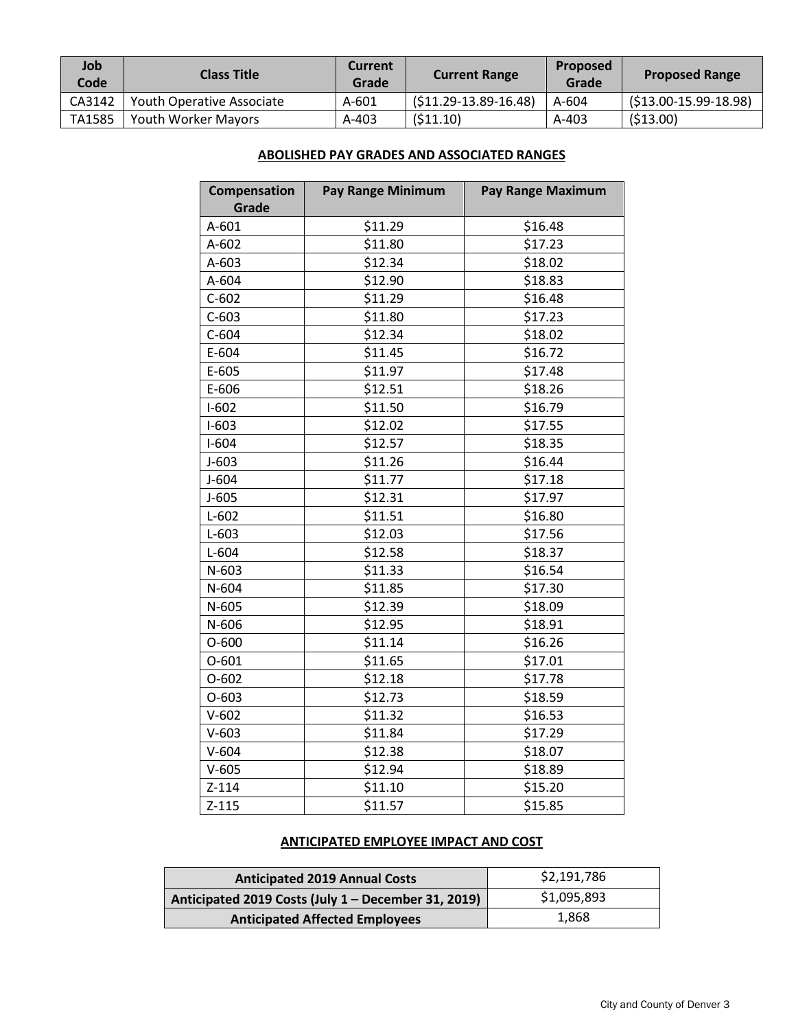| Job Code | Class Title | Current Grade | Current Range | Proposed Grade | Proposed Range |
|---|---|---|---|---|---|
| CA3142 | Youth Operative Associate | A-601 | ($11.29-13.89-16.48) | A-604 | ($13.00-15.99-18.98) |
| TA1585 | Youth Worker Mayors | A-403 | ($11.10) | A-403 | ($13.00) |

## ABOLISHED PAY GRADES AND ASSOCIATED RANGES

| Compensation Grade | Pay Range Minimum | Pay Range Maximum |
|---|---|---|
| A-601 | $11.29 | $16.48 |
| A-602 | $11.80 | $17.23 |
| A-603 | $12.34 | $18.02 |
| A-604 | $12.90 | $18.83 |
| C-602 | $11.29 | $16.48 |
| C-603 | $11.80 | $17.23 |
| C-604 | $12.34 | $18.02 |
| E-604 | $11.45 | $16.72 |
| E-605 | $11.97 | $17.48 |
| E-606 | $12.51 | $18.26 |
| I-602 | $11.50 | $16.79 |
| I-603 | $12.02 | $17.55 |
| I-604 | $12.57 | $18.35 |
| J-603 | $11.26 | $16.44 |
| J-604 | $11.77 | $17.18 |
| J-605 | $12.31 | $17.97 |
| L-602 | $11.51 | $16.80 |
| L-603 | $12.03 | $17.56 |
| L-604 | $12.58 | $18.37 |
| N-603 | $11.33 | $16.54 |
| N-604 | $11.85 | $17.30 |
| N-605 | $12.39 | $18.09 |
| N-606 | $12.95 | $18.91 |
| O-600 | $11.14 | $16.26 |
| O-601 | $11.65 | $17.01 |
| O-602 | $12.18 | $17.78 |
| O-603 | $12.73 | $18.59 |
| V-602 | $11.32 | $16.53 |
| V-603 | $11.84 | $17.29 |
| V-604 | $12.38 | $18.07 |
| V-605 | $12.94 | $18.89 |
| Z-114 | $11.10 | $15.20 |
| Z-115 | $11.57 | $15.85 |

## ANTICIPATED EMPLOYEE IMPACT AND COST

| | |
|---|---|
| **Anticipated 2019 Annual Costs** | $2,191,786 |
| **Anticipated 2019 Costs (July 1 – December 31, 2019)** | $1,095,893 |
| **Anticipated Affected Employees** | 1,868 |